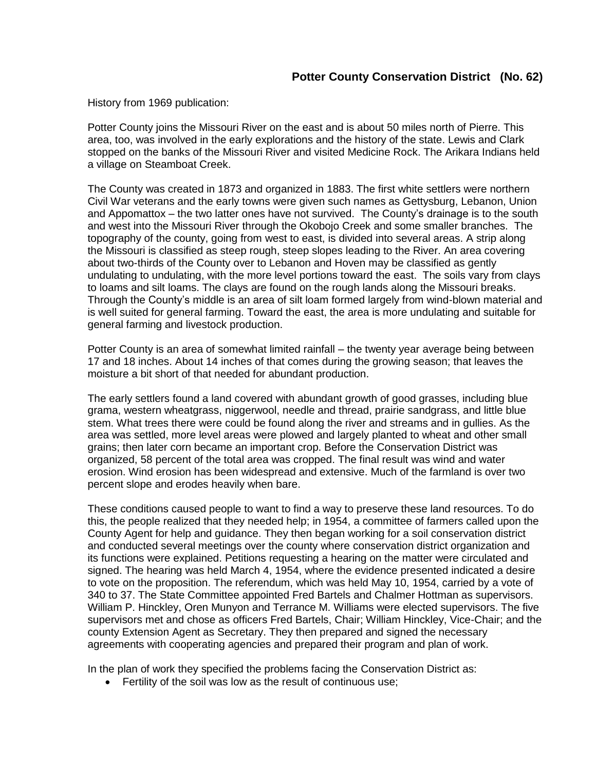## Potter County Conservation District (No. 62)

History from 1969 publication:

Potter County joins the Missouri River on the east and is about 50 miles north of Pierre. This area, too, was involved in the early explorations and the history of the state. Lewis and Clark stopped on the banks of the Missouri River and visited Medicine Rock. The Arikara Indians held a village on Steamboat Creek.

The County was created in 1873 and organized in 1883. The first white settlers were northern Civil War veterans and the early towns were given such names as Gettysburg, Lebanon, Union and Appomattox – the two latter ones have not survived. The County's drainage is to the south and west into the Missouri River through the Okobojo Creek and some smaller branches. The topography of the county, going from west to east, is divided into several areas. A strip along the Missouri is classified as steep rough, steep slopes leading to the River. An area covering about two-thirds of the County over to Lebanon and Hoven may be classified as gently undulating to undulating, with the more level portions toward the east. The soils vary from clays to loams and silt loams. The clays are found on the rough lands along the Missouri breaks. Through the County's middle is an area of silt loam formed largely from wind-blown material and is well suited for general farming. Toward the east, the area is more undulating and suitable for general farming and livestock production.

Potter County is an area of somewhat limited rainfall – the twenty year average being between 17 and 18 inches. About 14 inches of that comes during the growing season; that leaves the moisture a bit short of that needed for abundant production.

The early settlers found a land covered with abundant growth of good grasses, including blue grama, western wheatgrass, niggerwool, needle and thread, prairie sandgrass, and little blue stem. What trees there were could be found along the river and streams and in gullies. As the area was settled, more level areas were plowed and largely planted to wheat and other small grains; then later corn became an important crop. Before the Conservation District was organized, 58 percent of the total area was cropped. The final result was wind and water erosion. Wind erosion has been widespread and extensive. Much of the farmland is over two percent slope and erodes heavily when bare.

These conditions caused people to want to find a way to preserve these land resources. To do this, the people realized that they needed help; in 1954, a committee of farmers called upon the County Agent for help and guidance. They then began working for a soil conservation district and conducted several meetings over the county where conservation district organization and its functions were explained. Petitions requesting a hearing on the matter were circulated and signed. The hearing was held March 4, 1954, where the evidence presented indicated a desire to vote on the proposition. The referendum, which was held May 10, 1954, carried by a vote of 340 to 37. The State Committee appointed Fred Bartels and Chalmer Hottman as supervisors. William P. Hinckley, Oren Munyon and Terrance M. Williams were elected supervisors. The five supervisors met and chose as officers Fred Bartels, Chair; William Hinckley, Vice-Chair; and the county Extension Agent as Secretary. They then prepared and signed the necessary agreements with cooperating agencies and prepared their program and plan of work.

In the plan of work they specified the problems facing the Conservation District as:

- Fertility of the soil was low as the result of continuous use;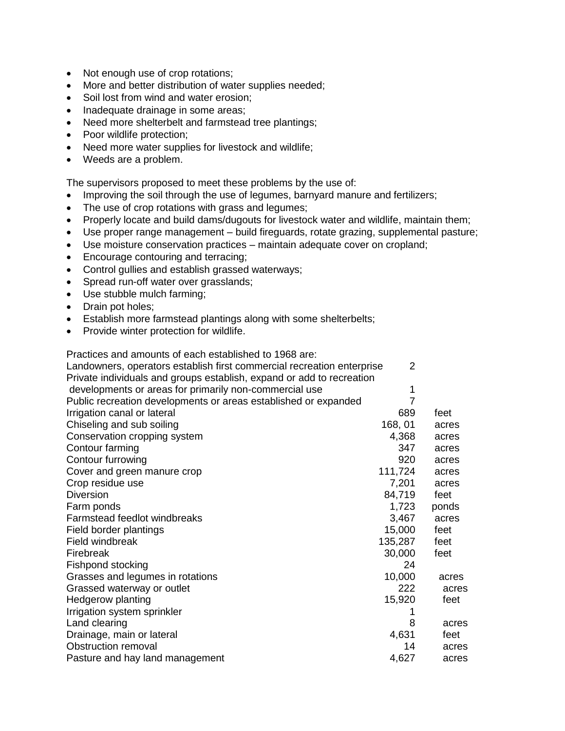- Not enough use of crop rotations;
- More and better distribution of water supplies needed;
- Soil lost from wind and water erosion;
- Inadequate drainage in some areas;
- Need more shelterbelt and farmstead tree plantings;
- Poor wildlife protection;
- Need more water supplies for livestock and wildlife;
- Weeds are a problem.

The supervisors proposed to meet these problems by the use of:

- Improving the soil through the use of legumes, barnyard manure and fertilizers;
- The use of crop rotations with grass and legumes;
- Properly locate and build dams/dugouts for livestock water and wildlife, maintain them;
- Use proper range management – build fireguards, rotate grazing, supplemental pasture;
- Use moisture conservation practices – maintain adequate cover on cropland;
- Encourage contouring and terracing;
- Control gullies and establish grassed waterways;
- Spread run-off water over grasslands;
- Use stubble mulch farming;
- Drain pot holes;
- Establish more farmstead plantings along with some shelterbelts;
- Provide winter protection for wildlife.

Practices and amounts of each established to 1968 are:

| Practice | Amount | Unit |
|---|---|---|
| Landowners, operators establish first commercial recreation enterprise | 2 | |
| Private individuals and groups establish, expand or add to recreation developments or areas for primarily non-commercial use | 1 | |
| Public recreation developments or areas established or expanded | 7 | |
| Irrigation canal or lateral | 689 | feet |
| Chiseling and sub soiling | 168, 01 | acres |
| Conservation cropping system | 4,368 | acres |
| Contour farming | 347 | acres |
| Contour furrowing | 920 | acres |
| Cover and green manure crop | 111,724 | acres |
| Crop residue use | 7,201 | acres |
| Diversion | 84,719 | feet |
| Farm ponds | 1,723 | ponds |
| Farmstead feedlot windbreaks | 3,467 | acres |
| Field border plantings | 15,000 | feet |
| Field windbreak | 135,287 | feet |
| Firebreak | 30,000 | feet |
| Fishpond stocking | 24 | |
| Grasses and legumes in rotations | 10,000 | acres |
| Grassed waterway or outlet | 222 | acres |
| Hedgerow planting | 15,920 | feet |
| Irrigation system sprinkler | 1 | |
| Land clearing | 8 | acres |
| Drainage, main or lateral | 4,631 | feet |
| Obstruction removal | 14 | acres |
| Pasture and hay land management | 4,627 | acres |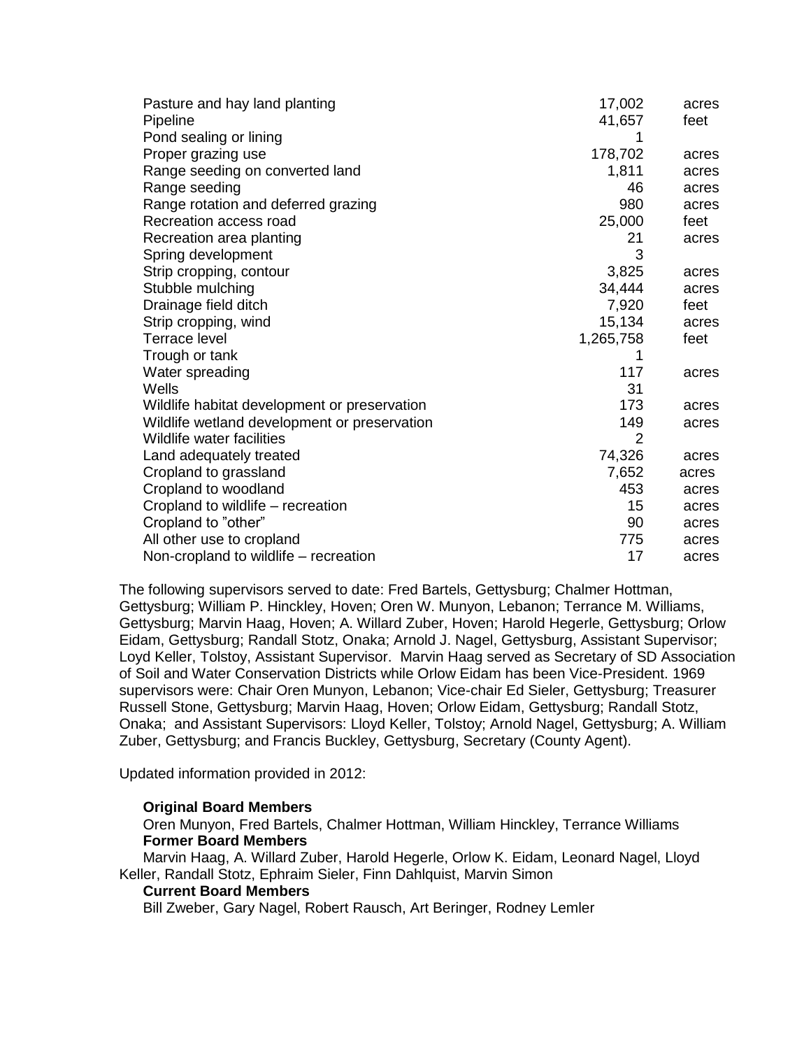| | | |
|---|---|---|
| Pasture and hay land planting | 17,002 | acres |
| Pipeline | 41,657 | feet |
| Pond sealing or lining | 1 | |
| Proper grazing use | 178,702 | acres |
| Range seeding on converted land | 1,811 | acres |
| Range seeding | 46 | acres |
| Range rotation and deferred grazing | 980 | acres |
| Recreation access road | 25,000 | feet |
| Recreation area planting | 21 | acres |
| Spring development | 3 | |
| Strip cropping, contour | 3,825 | acres |
| Stubble mulching | 34,444 | acres |
| Drainage field ditch | 7,920 | feet |
| Strip cropping, wind | 15,134 | acres |
| Terrace level | 1,265,758 | feet |
| Trough or tank | 1 | |
| Water spreading | 117 | acres |
| Wells | 31 | |
| Wildlife habitat development or preservation | 173 | acres |
| Wildlife wetland development or preservation | 149 | acres |
| Wildlife water facilities | 2 | |
| Land adequately treated | 74,326 | acres |
| Cropland to grassland | 7,652 | acres |
| Cropland to woodland | 453 | acres |
| Cropland to wildlife – recreation | 15 | acres |
| Cropland to "other" | 90 | acres |
| All other use to cropland | 775 | acres |
| Non-cropland to wildlife – recreation | 17 | acres |

The following supervisors served to date: Fred Bartels, Gettysburg; Chalmer Hottman, Gettysburg; William P. Hinckley, Hoven; Oren W. Munyon, Lebanon; Terrance M. Williams, Gettysburg; Marvin Haag, Hoven; A. Willard Zuber, Hoven; Harold Hegerle, Gettysburg; Orlow Eidam, Gettysburg; Randall Stotz, Onaka; Arnold J. Nagel, Gettysburg, Assistant Supervisor; Loyd Keller, Tolstoy, Assistant Supervisor. Marvin Haag served as Secretary of SD Association of Soil and Water Conservation Districts while Orlow Eidam has been Vice-President. 1969 supervisors were: Chair Oren Munyon, Lebanon; Vice-chair Ed Sieler, Gettysburg; Treasurer Russell Stone, Gettysburg; Marvin Haag, Hoven; Orlow Eidam, Gettysburg; Randall Stotz, Onaka; and Assistant Supervisors: Lloyd Keller, Tolstoy; Arnold Nagel, Gettysburg; A. William Zuber, Gettysburg; and Francis Buckley, Gettysburg, Secretary (County Agent).

Updated information provided in 2012:

**Original Board Members**

Oren Munyon, Fred Bartels, Chalmer Hottman, William Hinckley, Terrance Williams

**Former Board Members**

Marvin Haag, A. Willard Zuber, Harold Hegerle, Orlow K. Eidam, Leonard Nagel, Lloyd Keller, Randall Stotz, Ephraim Sieler, Finn Dahlquist, Marvin Simon

**Current Board Members**

Bill Zweber, Gary Nagel, Robert Rausch, Art Beringer, Rodney Lemler